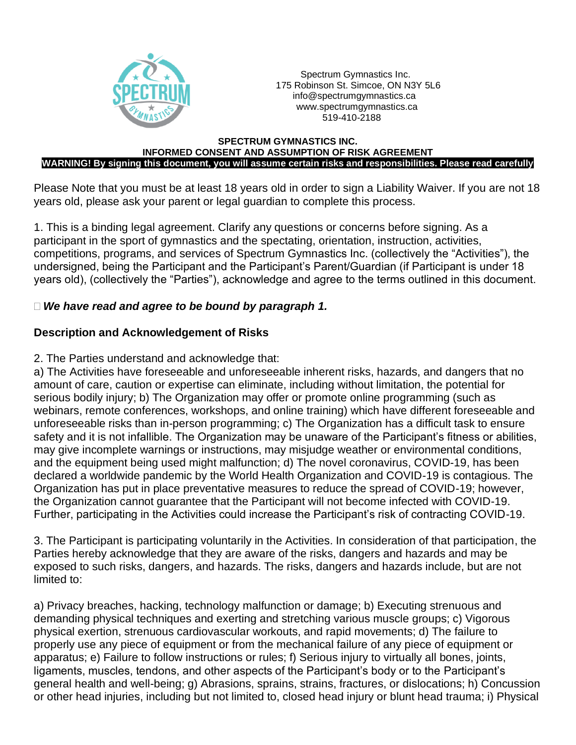Spectrum Gymnastics Inc.
175 Robinson St. Simcoe, ON N3Y 5L6
info@spectrumgymnastics.ca
www.spectrumgymnastics.ca
519-410-2188

**SPECTRUM GYMNASTICS INC.**
**INFORMED CONSENT AND ASSUMPTION OF RISK AGREEMENT**
**WARNING! By signing this document, you will assume certain risks and responsibilities. Please read carefully**

Please Note that you must be at least 18 years old in order to sign a Liability Waiver. If you are not 18 years old, please ask your parent or legal guardian to complete this process.

1. This is a binding legal agreement. Clarify any questions or concerns before signing. As a participant in the sport of gymnastics and the spectating, orientation, instruction, activities, competitions, programs, and services of Spectrum Gymnastics Inc. (collectively the "Activities"), the undersigned, being the Participant and the Participant's Parent/Guardian (if Participant is under 18 years old), (collectively the "Parties"), acknowledge and agree to the terms outlined in this document.

☐ ***We have read and agree to be bound by paragraph 1.***

**Description and Acknowledgement of Risks**

2. The Parties understand and acknowledge that:
a) The Activities have foreseeable and unforeseeable inherent risks, hazards, and dangers that no amount of care, caution or expertise can eliminate, including without limitation, the potential for serious bodily injury; b) The Organization may offer or promote online programming (such as webinars, remote conferences, workshops, and online training) which have different foreseeable and unforeseeable risks than in-person programming; c) The Organization has a difficult task to ensure safety and it is not infallible. The Organization may be unaware of the Participant's fitness or abilities, may give incomplete warnings or instructions, may misjudge weather or environmental conditions, and the equipment being used might malfunction; d) The novel coronavirus, COVID-19, has been declared a worldwide pandemic by the World Health Organization and COVID-19 is contagious. The Organization has put in place preventative measures to reduce the spread of COVID-19; however, the Organization cannot guarantee that the Participant will not become infected with COVID-19. Further, participating in the Activities could increase the Participant's risk of contracting COVID-19.

3. The Participant is participating voluntarily in the Activities. In consideration of that participation, the Parties hereby acknowledge that they are aware of the risks, dangers and hazards and may be exposed to such risks, dangers, and hazards. The risks, dangers and hazards include, but are not limited to:

a) Privacy breaches, hacking, technology malfunction or damage; b) Executing strenuous and demanding physical techniques and exerting and stretching various muscle groups; c) Vigorous physical exertion, strenuous cardiovascular workouts, and rapid movements; d) The failure to properly use any piece of equipment or from the mechanical failure of any piece of equipment or apparatus; e) Failure to follow instructions or rules; f) Serious injury to virtually all bones, joints, ligaments, muscles, tendons, and other aspects of the Participant's body or to the Participant's general health and well-being; g) Abrasions, sprains, strains, fractures, or dislocations; h) Concussion or other head injuries, including but not limited to, closed head injury or blunt head trauma; i) Physical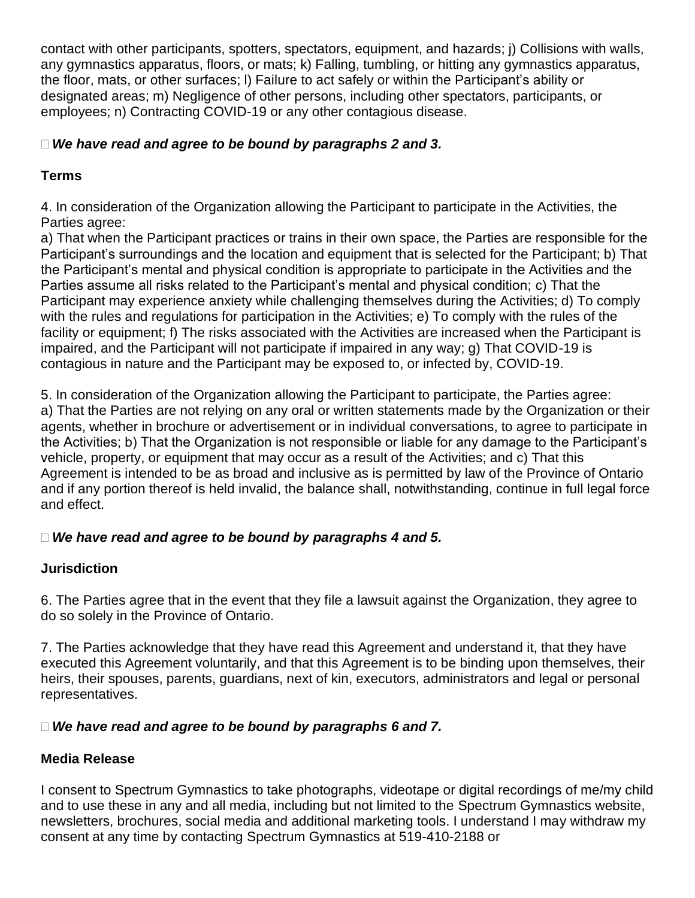contact with other participants, spotters, spectators, equipment, and hazards; j) Collisions with walls, any gymnastics apparatus, floors, or mats; k) Falling, tumbling, or hitting any gymnastics apparatus, the floor, mats, or other surfaces; l) Failure to act safely or within the Participant's ability or designated areas; m) Negligence of other persons, including other spectators, participants, or employees; n) Contracting COVID-19 or any other contagious disease.

☐ ***We have read and agree to be bound by paragraphs 2 and 3.***

**Terms**

4. In consideration of the Organization allowing the Participant to participate in the Activities, the Parties agree:
a) That when the Participant practices or trains in their own space, the Parties are responsible for the Participant's surroundings and the location and equipment that is selected for the Participant; b) That the Participant's mental and physical condition is appropriate to participate in the Activities and the Parties assume all risks related to the Participant's mental and physical condition; c) That the Participant may experience anxiety while challenging themselves during the Activities; d) To comply with the rules and regulations for participation in the Activities; e) To comply with the rules of the facility or equipment; f) The risks associated with the Activities are increased when the Participant is impaired, and the Participant will not participate if impaired in any way; g) That COVID-19 is contagious in nature and the Participant may be exposed to, or infected by, COVID-19.

5. In consideration of the Organization allowing the Participant to participate, the Parties agree:
a) That the Parties are not relying on any oral or written statements made by the Organization or their agents, whether in brochure or advertisement or in individual conversations, to agree to participate in the Activities; b) That the Organization is not responsible or liable for any damage to the Participant's vehicle, property, or equipment that may occur as a result of the Activities; and c) That this Agreement is intended to be as broad and inclusive as is permitted by law of the Province of Ontario and if any portion thereof is held invalid, the balance shall, notwithstanding, continue in full legal force and effect.

☐ ***We have read and agree to be bound by paragraphs 4 and 5.***

**Jurisdiction**

6. The Parties agree that in the event that they file a lawsuit against the Organization, they agree to do so solely in the Province of Ontario.

7. The Parties acknowledge that they have read this Agreement and understand it, that they have executed this Agreement voluntarily, and that this Agreement is to be binding upon themselves, their heirs, their spouses, parents, guardians, next of kin, executors, administrators and legal or personal representatives.

☐ ***We have read and agree to be bound by paragraphs 6 and 7.***

**Media Release**

I consent to Spectrum Gymnastics to take photographs, videotape or digital recordings of me/my child and to use these in any and all media, including but not limited to the Spectrum Gymnastics website, newsletters, brochures, social media and additional marketing tools. I understand I may withdraw my consent at any time by contacting Spectrum Gymnastics at 519-410-2188 or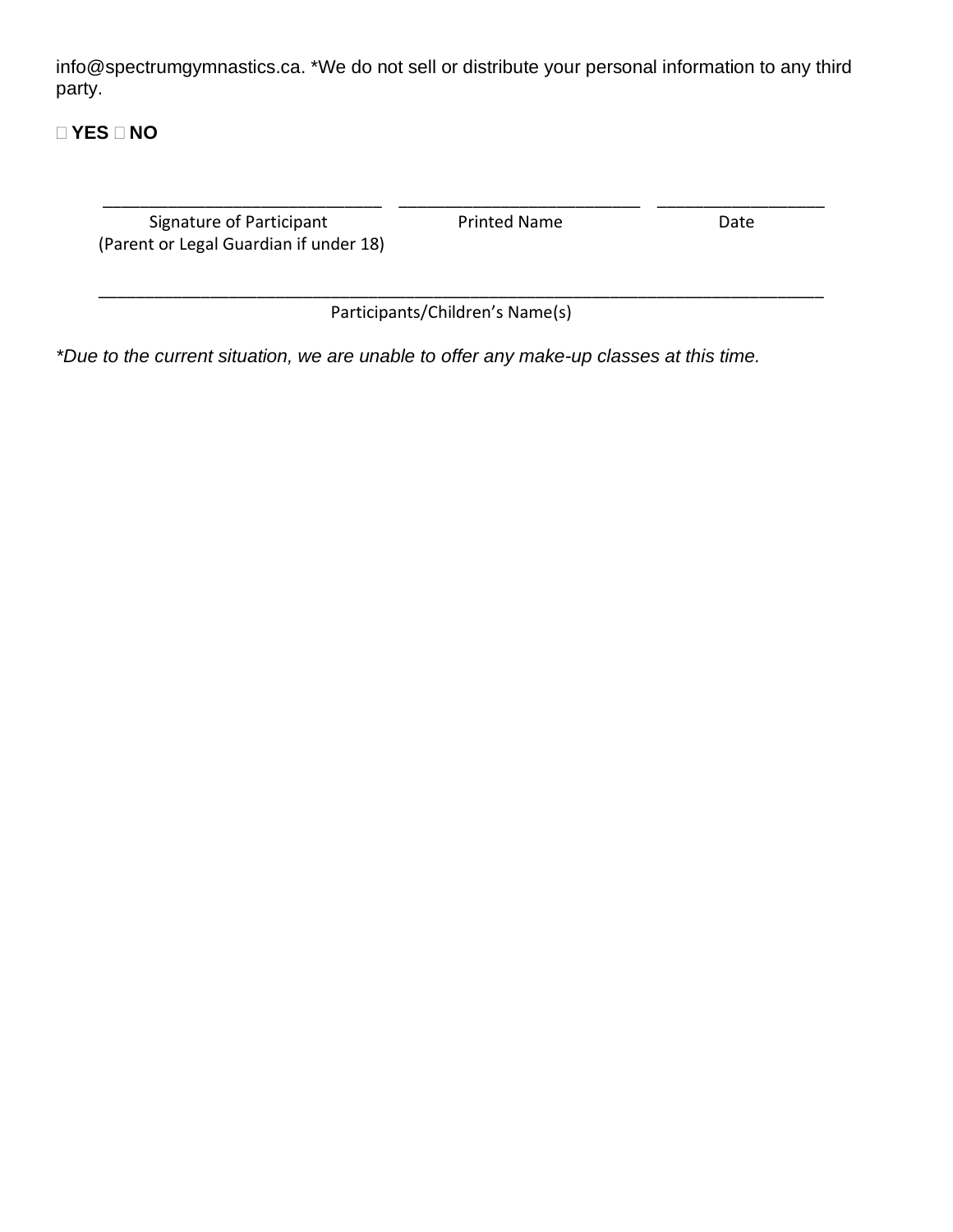info@spectrumgymnastics.ca. *We do not sell or distribute your personal information to any third party.

☐ **YES** ☐ **NO**

| | | |
|---|---|---|
| ______________________________ | __________________________ | ___________________ |
| Signature of Participant (Parent or Legal Guardian if under 18) | Printed Name | Date |

______________________________________________________________________________

Participants/Children's Name(s)

*\*Due to the current situation, we are unable to offer any make-up classes at this time.*